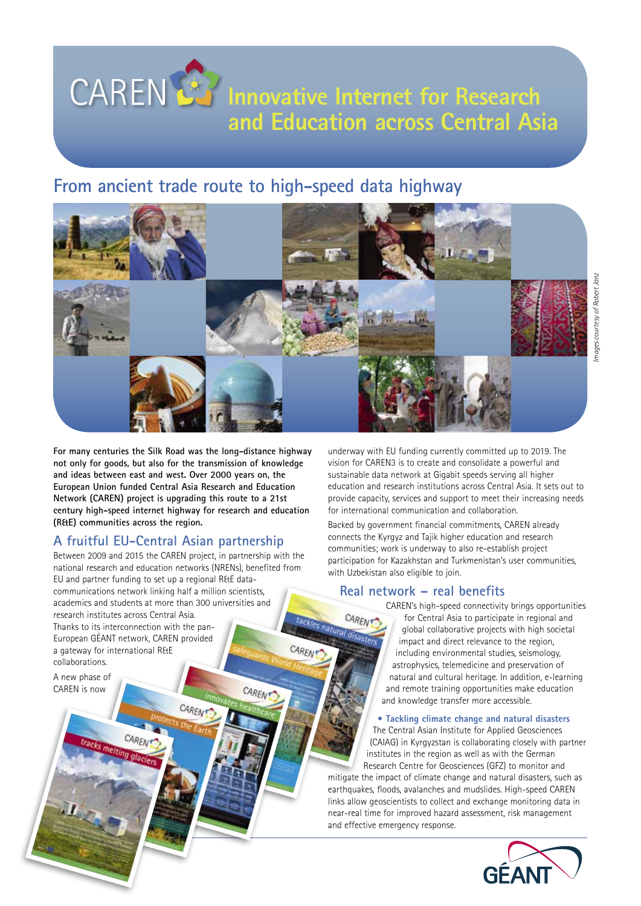# CAREN Innovative Internet for Research and Education across Central Asia

## From ancient trade route to high-speed data highway

*Images courtesy of Robert Janz*

**For many centuries the Silk Road was the long-distance highway not only for goods, but also for the transmission of knowledge and ideas between east and west. Over 2000 years on, the European Union funded Central Asia Research and Education Network (CAREN) project is upgrading this route to a 21st century high-speed internet highway for research and education (R&E) communities across the region.**

## A fruitful EU-Central Asian partnership

Between 2009 and 2015 the CAREN project, in partnership with the national research and education networks (NRENs), benefited from EU and partner funding to set up a regional R&E data-communications network linking half a million scientists, academics and students at more than 300 universities and research institutes across Central Asia. Thanks to its interconnection with the pan-European GÉANT network, CAREN provided a gateway for international R&E collaborations.

A new phase of CAREN is now underway with EU funding currently committed up to 2019. The vision for CAREN3 is to create and consolidate a powerful and sustainable data network at Gigabit speeds serving all higher education and research institutions across Central Asia. It sets out to provide capacity, services and support to meet their increasing needs for international communication and collaboration.

Backed by government financial commitments, CAREN already connects the Kyrgyz and Tajik higher education and research communities; work is underway to also re-establish project participation for Kazakhstan and Turkmenistan's user communities, with Uzbekistan also eligible to join.

## Real network – real benefits

CAREN's high-speed connectivity brings opportunities for Central Asia to participate in regional and global collaborative projects with high societal impact and direct relevance to the region, including environmental studies, seismology, astrophysics, telemedicine and preservation of natural and cultural heritage. In addition, e-learning and remote training opportunities make education and knowledge transfer more accessible.

- **Tackling climate change and natural disasters**
  The Central Asian Institute for Applied Geosciences (CAIAG) in Kyrgyzstan is collaborating closely with partner institutes in the region as well as with the German Research Centre for Geosciences (GFZ) to monitor and mitigate the impact of climate change and natural disasters, such as earthquakes, floods, avalanches and mudslides. High-speed CAREN links allow geoscientists to collect and exchange monitoring data in near-real time for improved hazard assessment, risk management and effective emergency response.

GÉANT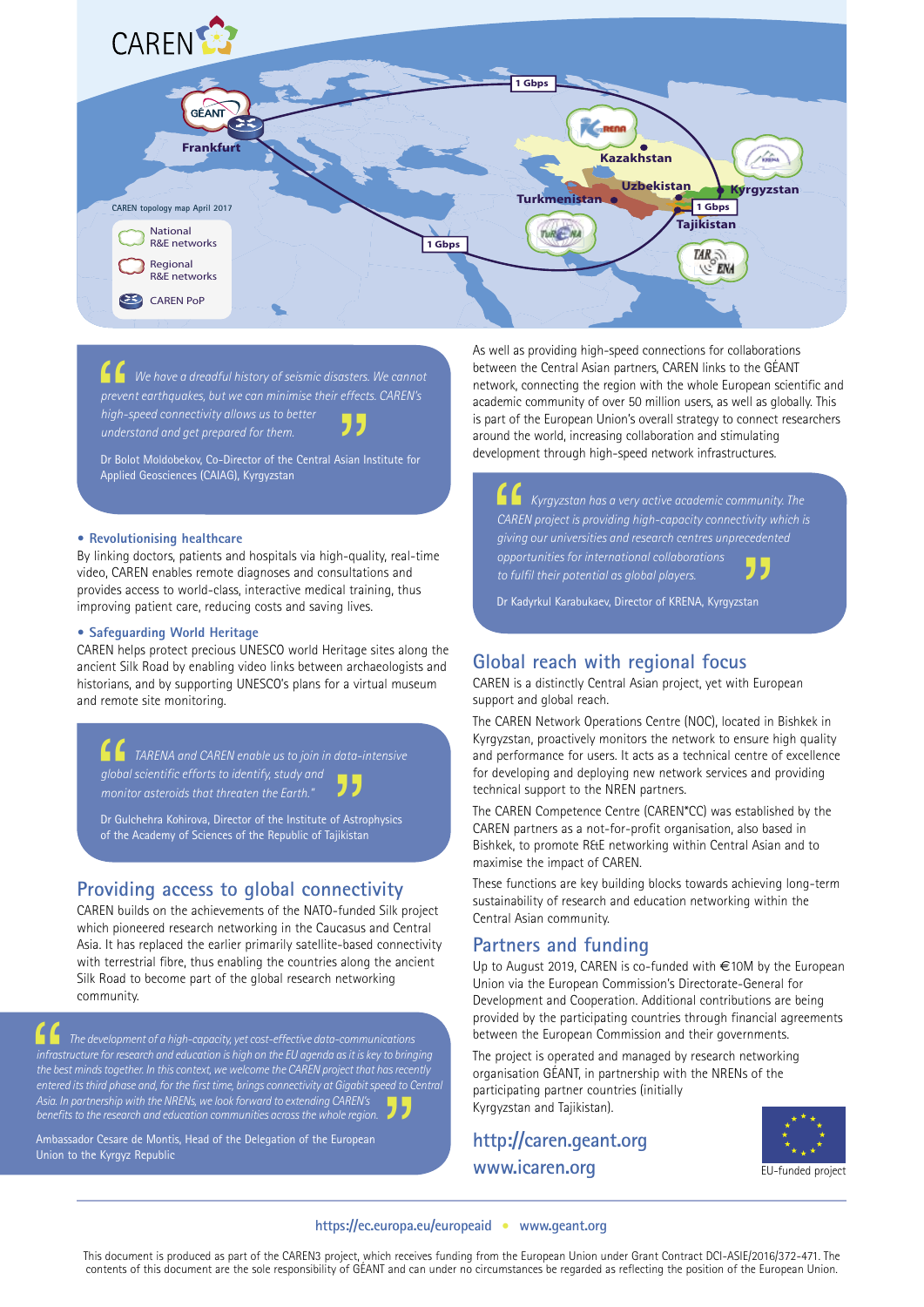CAREN

1 Gbps

GÉANT

Frankfurt

Kazakhstan

Uzbekistan

Kyrgyzstan

Turkmenistan

1 Gbps

Tajikistan

1 Gbps

CAREN topology map April 2017

National R&E networks

Regional R&E networks

CAREN PoP

> *We have a dreadful history of seismic disasters. We cannot prevent earthquakes, but we can minimise their effects. CAREN's high-speed connectivity allows us to better understand and get prepared for them.*
>
> Dr Bolot Moldobekov, Co-Director of the Central Asian Institute for Applied Geosciences (CAIAG), Kyrgyzstan

- **Revolutionising healthcare**

By linking doctors, patients and hospitals via high-quality, real-time video, CAREN enables remote diagnoses and consultations and provides access to world-class, interactive medical training, thus improving patient care, reducing costs and saving lives.

- **Safeguarding World Heritage**

CAREN helps protect precious UNESCO world Heritage sites along the ancient Silk Road by enabling video links between archaeologists and historians, and by supporting UNESCO's plans for a virtual museum and remote site monitoring.

> *TARENA and CAREN enable us to join in data-intensive global scientific efforts to identify, study and monitor asteroids that threaten the Earth."*
>
> Dr Gulchehra Kohirova, Director of the Institute of Astrophysics of the Academy of Sciences of the Republic of Tajikistan

## Providing access to global connectivity

CAREN builds on the achievements of the NATO-funded Silk project which pioneered research networking in the Caucasus and Central Asia. It has replaced the earlier primarily satellite-based connectivity with terrestrial fibre, thus enabling the countries along the ancient Silk Road to become part of the global research networking community.

> *The development of a high-capacity, yet cost-effective data-communications infrastructure for research and education is high on the EU agenda as it is key to bringing the best minds together. In this context, we welcome the CAREN project that has recently entered its third phase and, for the first time, brings connectivity at Gigabit speed to Central Asia. In partnership with the NRENs, we look forward to extending CAREN's benefits to the research and education communities across the whole region.*
>
> Ambassador Cesare de Montis, Head of the Delegation of the European Union to the Kyrgyz Republic

As well as providing high-speed connections for collaborations between the Central Asian partners, CAREN links to the GÉANT network, connecting the region with the whole European scientific and academic community of over 50 million users, as well as globally. This is part of the European Union's overall strategy to connect researchers around the world, increasing collaboration and stimulating development through high-speed network infrastructures.

> *Kyrgyzstan has a very active academic community. The CAREN project is providing high-capacity connectivity which is giving our universities and research centres unprecedented opportunities for international collaborations to fulfil their potential as global players.*
>
> Dr Kadyrkul Karabukaev, Director of KRENA, Kyrgyzstan

## Global reach with regional focus

CAREN is a distinctly Central Asian project, yet with European support and global reach.

The CAREN Network Operations Centre (NOC), located in Bishkek in Kyrgyzstan, proactively monitors the network to ensure high quality and performance for users. It acts as a technical centre of excellence for developing and deploying new network services and providing technical support to the NREN partners.

The CAREN Competence Centre (CAREN*CC) was established by the CAREN partners as a not-for-profit organisation, also based in Bishkek, to promote R&E networking within Central Asian and to maximise the impact of CAREN.

These functions are key building blocks towards achieving long-term sustainability of research and education networking within the Central Asian community.

## Partners and funding

Up to August 2019, CAREN is co-funded with €10M by the European Union via the European Commission's Directorate-General for Development and Cooperation. Additional contributions are being provided by the participating countries through financial agreements between the European Commission and their governments.

The project is operated and managed by research networking organisation GÉANT, in partnership with the NRENs of the participating partner countries (initially Kyrgyzstan and Tajikistan).

**http://caren.geant.org**
**www.icaren.org**

EU-funded project

https://ec.europa.eu/europeaid • www.geant.org

This document is produced as part of the CAREN3 project, which receives funding from the European Union under Grant Contract DCI-ASIE/2016/372-471. The contents of this document are the sole responsibility of GÉANT and can under no circumstances be regarded as reflecting the position of the European Union.